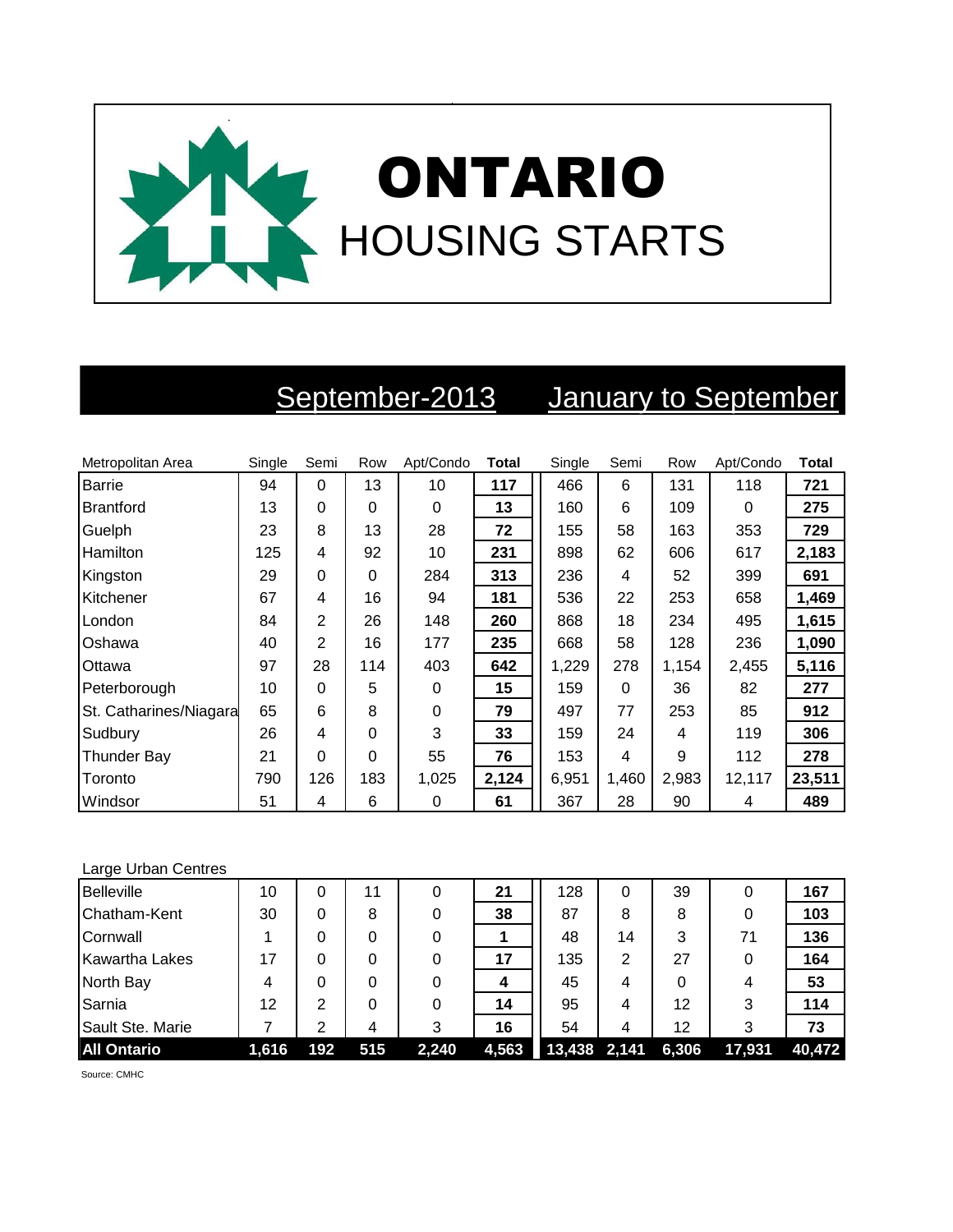# ONTARIO
## HOUSING STARTS

| | September-2013 | | | | | January to September | | | | |
|---|---|---|---|---|---|---|---|---|---|---|
| Metropolitan Area | Single | Semi | Row | Apt/Condo | **Total** | Single | Semi | Row | Apt/Condo | **Total** |
| Barrie | 94 | 0 | 13 | 10 | **117** | 466 | 6 | 131 | 118 | **721** |
| Brantford | 13 | 0 | 0 | 0 | **13** | 160 | 6 | 109 | 0 | **275** |
| Guelph | 23 | 8 | 13 | 28 | **72** | 155 | 58 | 163 | 353 | **729** |
| Hamilton | 125 | 4 | 92 | 10 | **231** | 898 | 62 | 606 | 617 | **2,183** |
| Kingston | 29 | 0 | 0 | 284 | **313** | 236 | 4 | 52 | 399 | **691** |
| Kitchener | 67 | 4 | 16 | 94 | **181** | 536 | 22 | 253 | 658 | **1,469** |
| London | 84 | 2 | 26 | 148 | **260** | 868 | 18 | 234 | 495 | **1,615** |
| Oshawa | 40 | 2 | 16 | 177 | **235** | 668 | 58 | 128 | 236 | **1,090** |
| Ottawa | 97 | 28 | 114 | 403 | **642** | 1,229 | 278 | 1,154 | 2,455 | **5,116** |
| Peterborough | 10 | 0 | 5 | 0 | **15** | 159 | 0 | 36 | 82 | **277** |
| St. Catharines/Niagara | 65 | 6 | 8 | 0 | **79** | 497 | 77 | 253 | 85 | **912** |
| Sudbury | 26 | 4 | 0 | 3 | **33** | 159 | 24 | 4 | 119 | **306** |
| Thunder Bay | 21 | 0 | 0 | 55 | **76** | 153 | 4 | 9 | 112 | **278** |
| Toronto | 790 | 126 | 183 | 1,025 | **2,124** | 6,951 | 1,460 | 2,983 | 12,117 | **23,511** |
| Windsor | 51 | 4 | 6 | 0 | **61** | 367 | 28 | 90 | 4 | **489** |
| Large Urban Centres | | | | | | | | | | |
| Belleville | 10 | 0 | 11 | 0 | **21** | 128 | 0 | 39 | 0 | **167** |
| Chatham-Kent | 30 | 0 | 8 | 0 | **38** | 87 | 8 | 8 | 0 | **103** |
| Cornwall | 1 | 0 | 0 | 0 | **1** | 48 | 14 | 3 | 71 | **136** |
| Kawartha Lakes | 17 | 0 | 0 | 0 | **17** | 135 | 2 | 27 | 0 | **164** |
| North Bay | 4 | 0 | 0 | 0 | **4** | 45 | 4 | 0 | 4 | **53** |
| Sarnia | 12 | 2 | 0 | 0 | **14** | 95 | 4 | 12 | 3 | **114** |
| Sault Ste. Marie | 7 | 2 | 4 | 3 | **16** | 54 | 4 | 12 | 3 | **73** |
| **All Ontario** | **1,616** | **192** | **515** | **2,240** | **4,563** | **13,438** | **2,141** | **6,306** | **17,931** | **40,472** |

Source: CMHC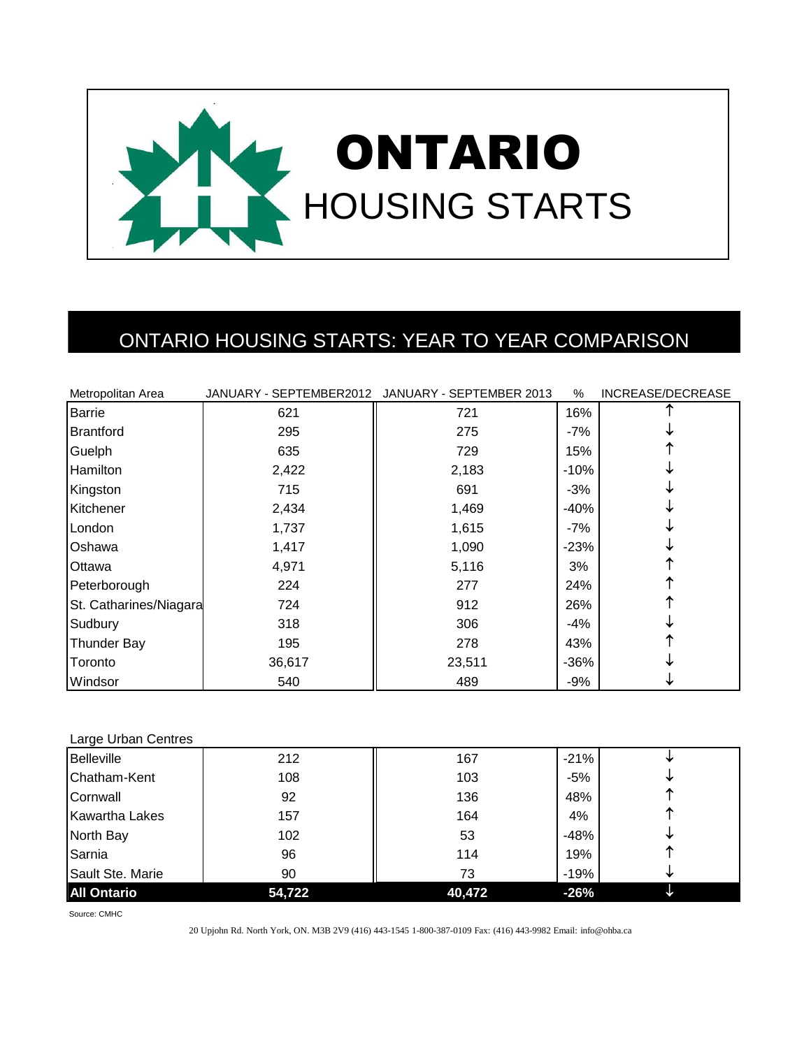# ONTARIO
## HOUSING STARTS

## ONTARIO HOUSING STARTS: YEAR TO YEAR COMPARISON

| Metropolitan Area | JANUARY - SEPTEMBER2012 | JANUARY - SEPTEMBER 2013 | % | INCREASE/DECREASE |
|---|---|---|---|---|
| Barrie | 621 | 721 | 16% | ↑ |
| Brantford | 295 | 275 | -7% | ↓ |
| Guelph | 635 | 729 | 15% | ↑ |
| Hamilton | 2,422 | 2,183 | -10% | ↓ |
| Kingston | 715 | 691 | -3% | ↓ |
| Kitchener | 2,434 | 1,469 | -40% | ↓ |
| London | 1,737 | 1,615 | -7% | ↓ |
| Oshawa | 1,417 | 1,090 | -23% | ↓ |
| Ottawa | 4,971 | 5,116 | 3% | ↑ |
| Peterborough | 224 | 277 | 24% | ↑ |
| St. Catharines/Niagara | 724 | 912 | 26% | ↑ |
| Sudbury | 318 | 306 | -4% | ↓ |
| Thunder Bay | 195 | 278 | 43% | ↑ |
| Toronto | 36,617 | 23,511 | -36% | ↓ |
| Windsor | 540 | 489 | -9% | ↓ |
| **Large Urban Centres** | | | | |
| Belleville | 212 | 167 | -21% | ↓ |
| Chatham-Kent | 108 | 103 | -5% | ↓ |
| Cornwall | 92 | 136 | 48% | ↑ |
| Kawartha Lakes | 157 | 164 | 4% | ↑ |
| North Bay | 102 | 53 | -48% | ↓ |
| Sarnia | 96 | 114 | 19% | ↑ |
| Sault Ste. Marie | 90 | 73 | -19% | ↓ |
| **All Ontario** | **54,722** | **40,472** | **-26%** | **↓** |

Source: CMHC

20 Upjohn Rd. North York, ON. M3B 2V9 (416) 443-1545 1-800-387-0109 Fax: (416) 443-9982 Email: info@ohba.ca